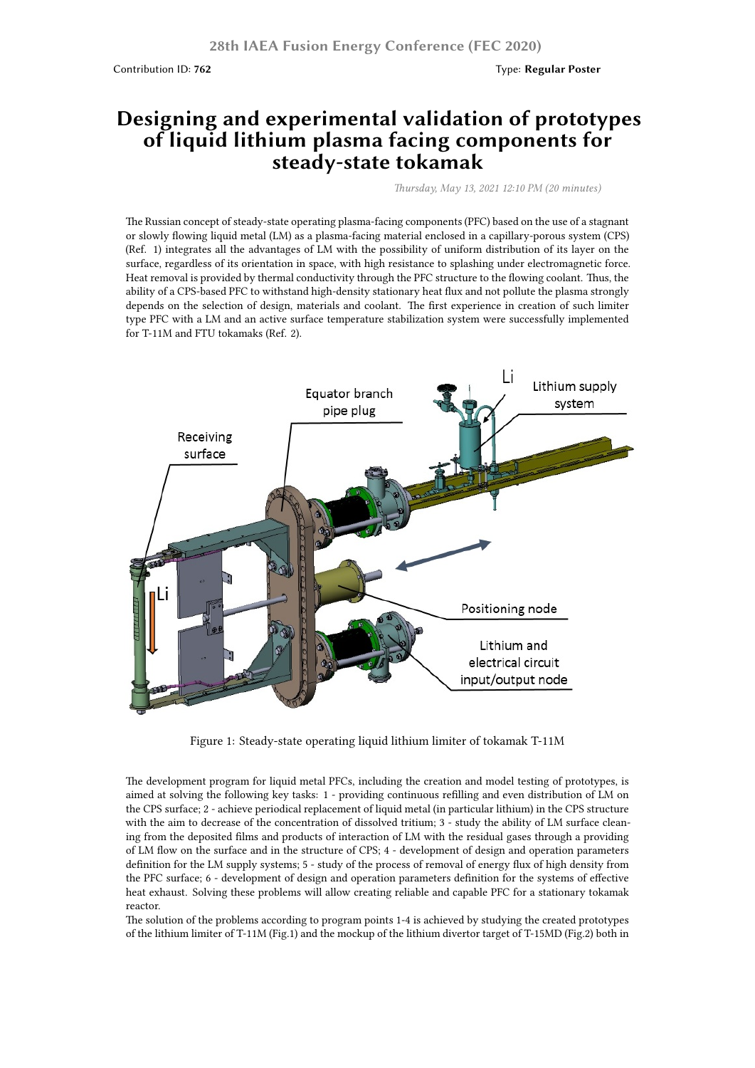Contribution ID: **762**

Type: **Regular Poster**

# Designing and experimental validation of prototypes of liquid lithium plasma facing components for steady-state tokamak

*Thursday, May 13, 2021 12:10 PM (20 minutes)*

The Russian concept of steady-state operating plasma-facing components (PFC) based on the use of a stagnant or slowly flowing liquid metal (LM) as a plasma-facing material enclosed in a capillary-porous system (CPS) (Ref. 1) integrates all the advantages of LM with the possibility of uniform distribution of its layer on the surface, regardless of its orientation in space, with high resistance to splashing under electromagnetic force. Heat removal is provided by thermal conductivity through the PFC structure to the flowing coolant. Thus, the ability of a CPS-based PFC to withstand high-density stationary heat flux and not pollute the plasma strongly depends on the selection of design, materials and coolant. The first experience in creation of such limiter type PFC with a LM and an active surface temperature stabilization system were successfully implemented for T-11M and FTU tokamaks (Ref. 2).

Figure 1: Steady-state operating liquid lithium limiter of tokamak T-11M

The development program for liquid metal PFCs, including the creation and model testing of prototypes, is aimed at solving the following key tasks: 1 - providing continuous refilling and even distribution of LM on the CPS surface; 2 - achieve periodical replacement of liquid metal (in particular lithium) in the CPS structure with the aim to decrease of the concentration of dissolved tritium; 3 - study the ability of LM surface cleaning from the deposited films and products of interaction of LM with the residual gases through a providing of LM flow on the surface and in the structure of CPS; 4 - development of design and operation parameters definition for the LM supply systems; 5 - study of the process of removal of energy flux of high density from the PFC surface; 6 - development of design and operation parameters definition for the systems of effective heat exhaust. Solving these problems will allow creating reliable and capable PFC for a stationary tokamak reactor.

The solution of the problems according to program points 1-4 is achieved by studying the created prototypes of the lithium limiter of T-11M (Fig.1) and the mockup of the lithium divertor target of T-15MD (Fig.2) both in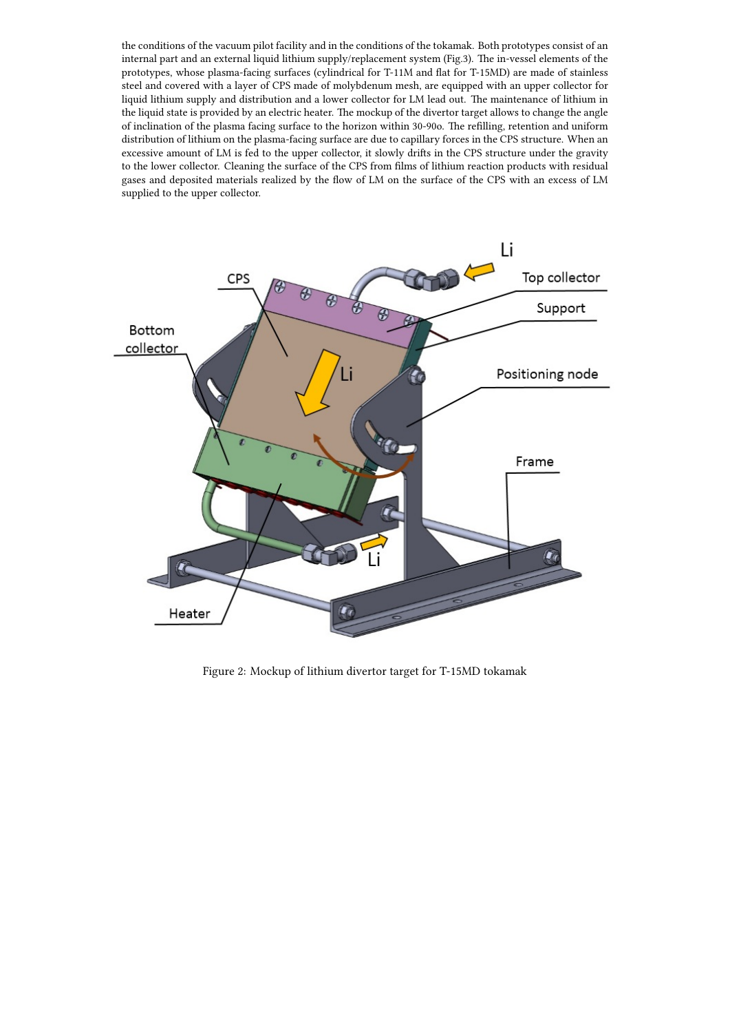the conditions of the vacuum pilot facility and in the conditions of the tokamak. Both prototypes consist of an internal part and an external liquid lithium supply/replacement system (Fig.3). The in-vessel elements of the prototypes, whose plasma-facing surfaces (cylindrical for T-11M and flat for T-15MD) are made of stainless steel and covered with a layer of CPS made of molybdenum mesh, are equipped with an upper collector for liquid lithium supply and distribution and a lower collector for LM lead out. The maintenance of lithium in the liquid state is provided by an electric heater. The mockup of the divertor target allows to change the angle of inclination of the plasma facing surface to the horizon within 30-90o. The refilling, retention and uniform distribution of lithium on the plasma-facing surface are due to capillary forces in the CPS structure. When an excessive amount of LM is fed to the upper collector, it slowly drifts in the CPS structure under the gravity to the lower collector. Cleaning the surface of the CPS from films of lithium reaction products with residual gases and deposited materials realized by the flow of LM on the surface of the CPS with an excess of LM supplied to the upper collector.

Figure 2: Mockup of lithium divertor target for T-15MD tokamak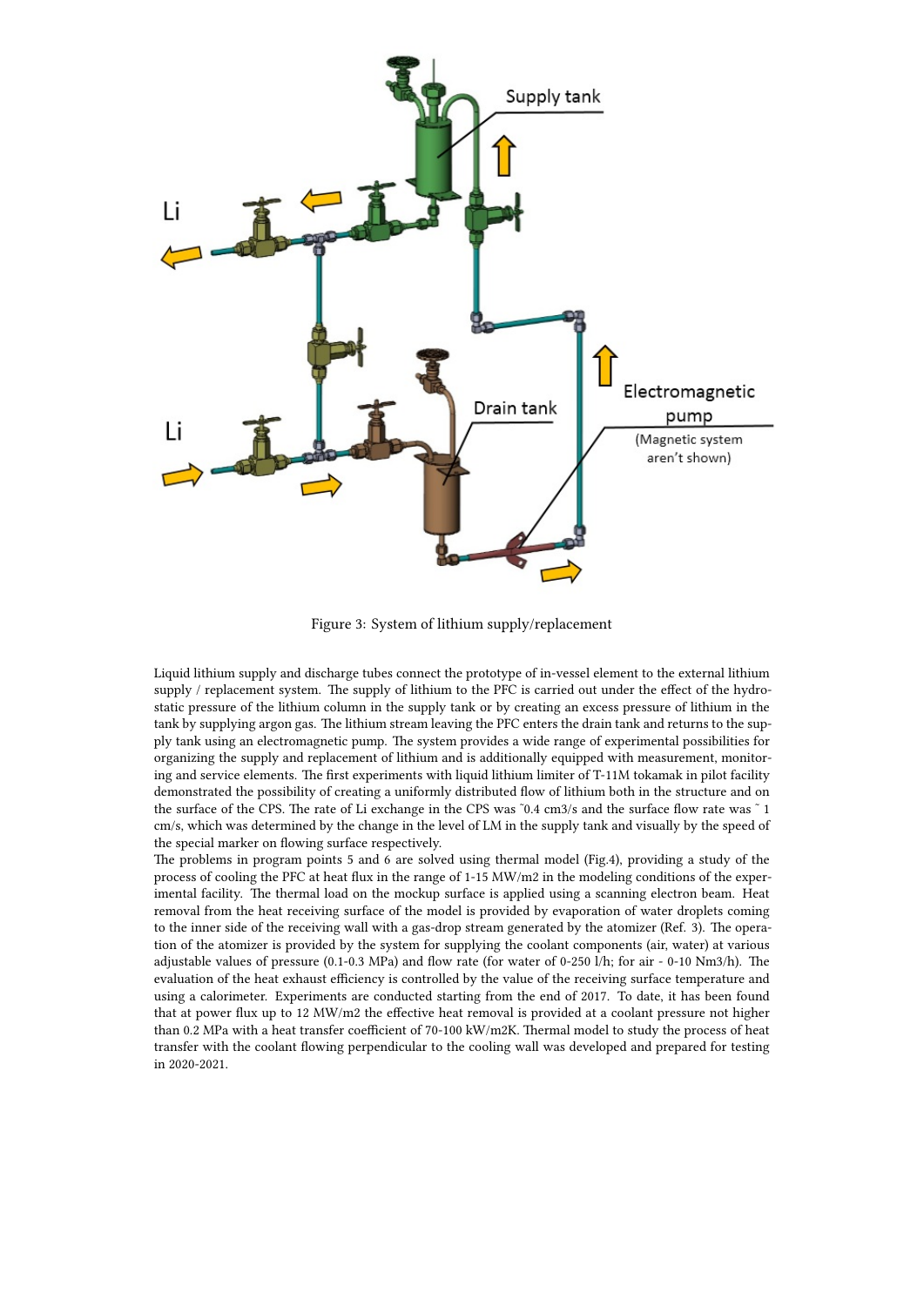Figure 3: System of lithium supply/replacement

Liquid lithium supply and discharge tubes connect the prototype of in-vessel element to the external lithium supply / replacement system. The supply of lithium to the PFC is carried out under the effect of the hydrostatic pressure of the lithium column in the supply tank or by creating an excess pressure of lithium in the tank by supplying argon gas. The lithium stream leaving the PFC enters the drain tank and returns to the supply tank using an electromagnetic pump. The system provides a wide range of experimental possibilities for organizing the supply and replacement of lithium and is additionally equipped with measurement, monitoring and service elements. The first experiments with liquid lithium limiter of T-11M tokamak in pilot facility demonstrated the possibility of creating a uniformly distributed flow of lithium both in the structure and on the surface of the CPS. The rate of Li exchange in the CPS was ˜0.4 cm3/s and the surface flow rate was ˜ 1 cm/s, which was determined by the change in the level of LM in the supply tank and visually by the speed of the special marker on flowing surface respectively.

The problems in program points 5 and 6 are solved using thermal model (Fig.4), providing a study of the process of cooling the PFC at heat flux in the range of 1-15 MW/m2 in the modeling conditions of the experimental facility. The thermal load on the mockup surface is applied using a scanning electron beam. Heat removal from the heat receiving surface of the model is provided by evaporation of water droplets coming to the inner side of the receiving wall with a gas-drop stream generated by the atomizer (Ref. 3). The operation of the atomizer is provided by the system for supplying the coolant components (air, water) at various adjustable values of pressure (0.1-0.3 MPa) and flow rate (for water of 0-250 l/h; for air - 0-10 Nm3/h). The evaluation of the heat exhaust efficiency is controlled by the value of the receiving surface temperature and using a calorimeter. Experiments are conducted starting from the end of 2017. To date, it has been found that at power flux up to 12 MW/m2 the effective heat removal is provided at a coolant pressure not higher than 0.2 MPa with a heat transfer coefficient of 70-100 kW/m2K. Thermal model to study the process of heat transfer with the coolant flowing perpendicular to the cooling wall was developed and prepared for testing in 2020-2021.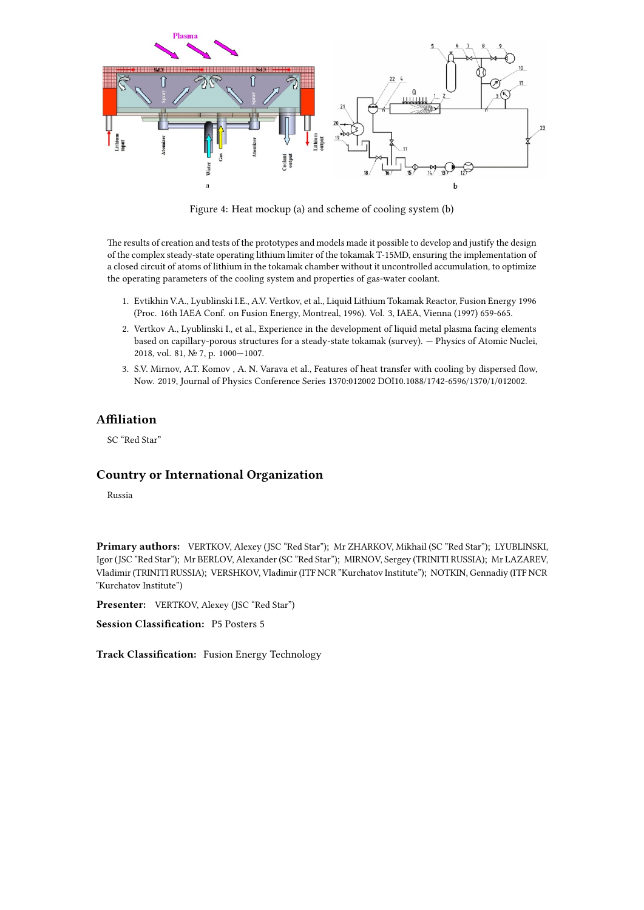Figure 4: Heat mockup (a) and scheme of cooling system (b)

The results of creation and tests of the prototypes and models made it possible to develop and justify the design of the complex steady-state operating lithium limiter of the tokamak T-15MD, ensuring the implementation of a closed circuit of atoms of lithium in the tokamak chamber without it uncontrolled accumulation, to optimize the operating parameters of the cooling system and properties of gas-water coolant.

1. Evtikhin V.A., Lyublinski I.E., A.V. Vertkov, et al., Liquid Lithium Tokamak Reactor, Fusion Energy 1996 (Proc. 16th IAEA Conf. on Fusion Energy, Montreal, 1996). Vol. 3, IAEA, Vienna (1997) 659-665.
2. Vertkov A., Lyublinski I., et al., Experience in the development of liquid metal plasma facing elements based on capillary-porous structures for a steady-state tokamak (survey). — Physics of Atomic Nuclei, 2018, vol. 81, № 7, p. 1000—1007.
3. S.V. Mirnov, A.T. Komov , A. N. Varava et al., Features of heat transfer with cooling by dispersed flow, Now. 2019, Journal of Physics Conference Series 1370:012002 DOI10.1088/1742-6596/1370/1/012002.

## Affiliation

SC “Red Star”

## Country or International Organization

Russia

**Primary authors:** VERTKOV, Alexey (JSC “Red Star”); Mr ZHARKOV, Mikhail (SC ”Red Star”); LYUBLINSKI, Igor (JSC ”Red Star”); Mr BERLOV, Alexander (SC ”Red Star”); MIRNOV, Sergey (TRINITI RUSSIA); Mr LAZAREV, Vladimir (TRINITI RUSSIA); VERSHKOV, Vladimir (ITF NCR ”Kurchatov Institute”); NOTKIN, Gennadiy (ITF NCR ”Kurchatov Institute”)

**Presenter:** VERTKOV, Alexey (JSC “Red Star”)

**Session Classification:** P5 Posters 5

**Track Classification:** Fusion Energy Technology